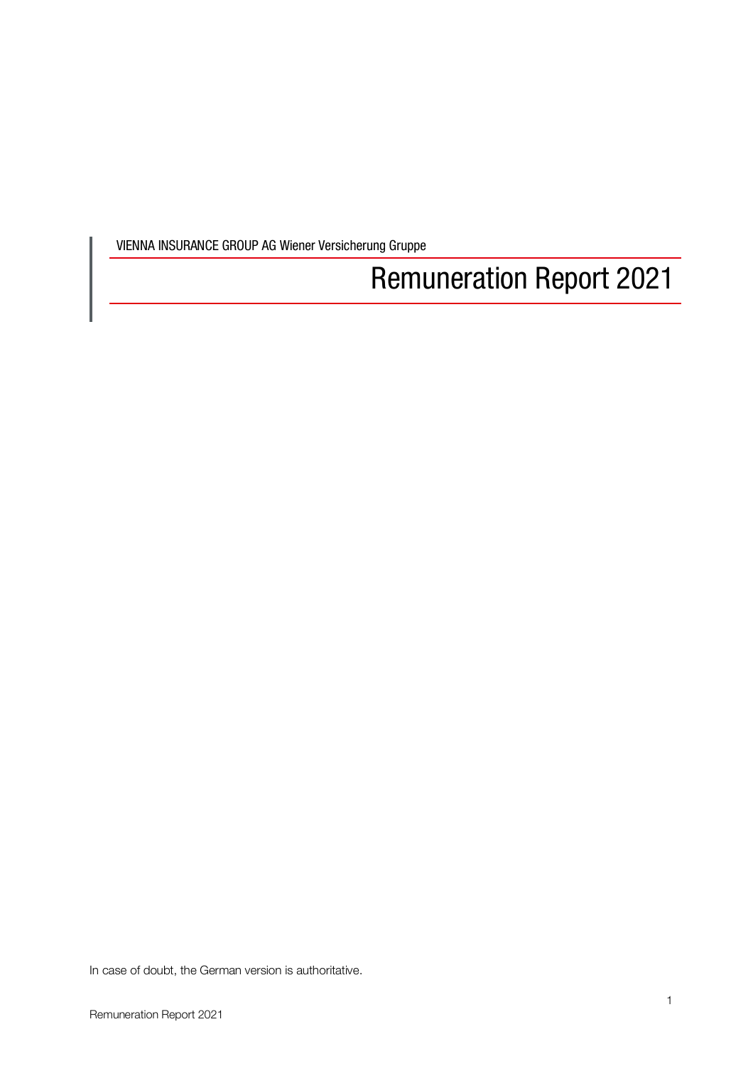VIENNA INSURANCE GROUP AG Wiener Versicherung Gruppe

# Remuneration Report 2021

In case of doubt, the German version is authoritative.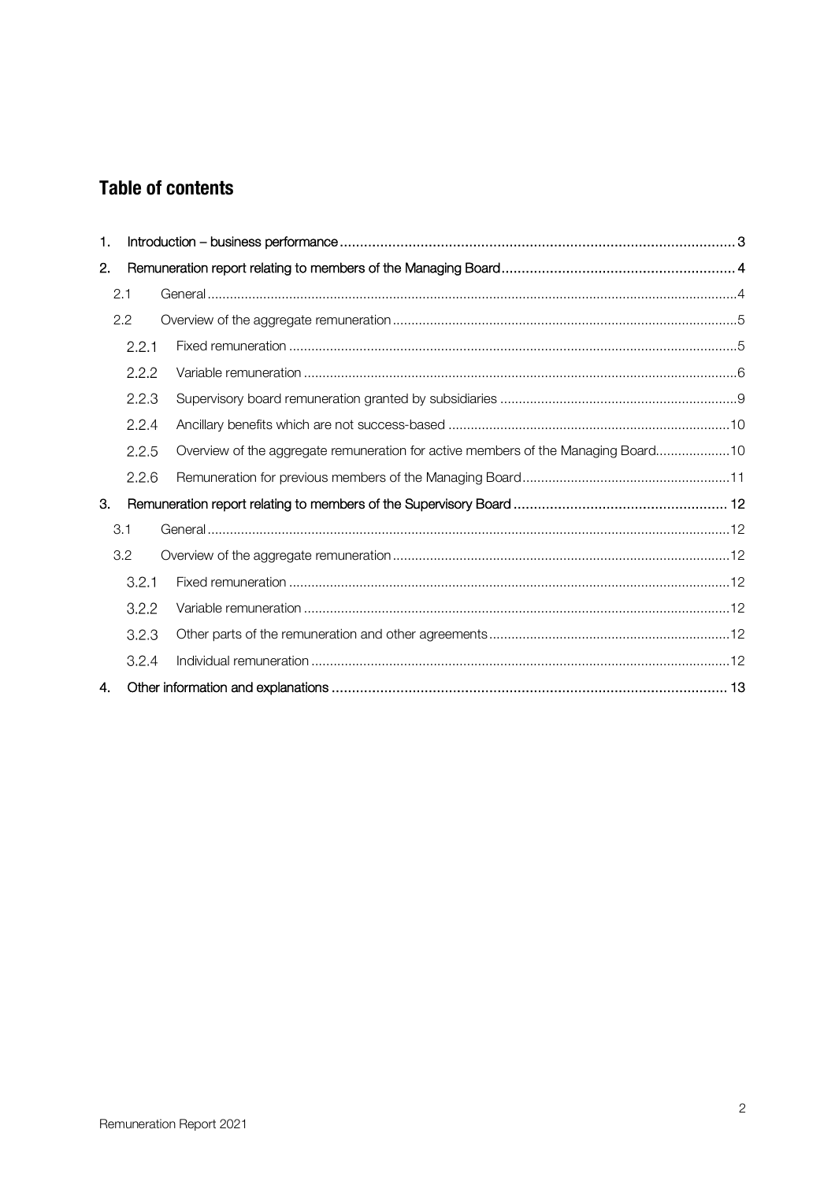## Table of contents

1. Introduction – business performance ........ 3
2. Remuneration report relating to members of the Managing Board ........ 4
   - 2.1 General ........ 4
   - 2.2 Overview of the aggregate remuneration ........ 5
     - 2.2.1 Fixed remuneration ........ 5
     - 2.2.2 Variable remuneration ........ 6
     - 2.2.3 Supervisory board remuneration granted by subsidiaries ........ 9
     - 2.2.4 Ancillary benefits which are not success-based ........ 10
     - 2.2.5 Overview of the aggregate remuneration for active members of the Managing Board ........ 10
     - 2.2.6 Remuneration for previous members of the Managing Board ........ 11
3. Remuneration report relating to members of the Supervisory Board ........ 12
   - 3.1 General ........ 12
   - 3.2 Overview of the aggregate remuneration ........ 12
     - 3.2.1 Fixed remuneration ........ 12
     - 3.2.2 Variable remuneration ........ 12
     - 3.2.3 Other parts of the remuneration and other agreements ........ 12
     - 3.2.4 Individual remuneration ........ 12
4. Other information and explanations ........ 13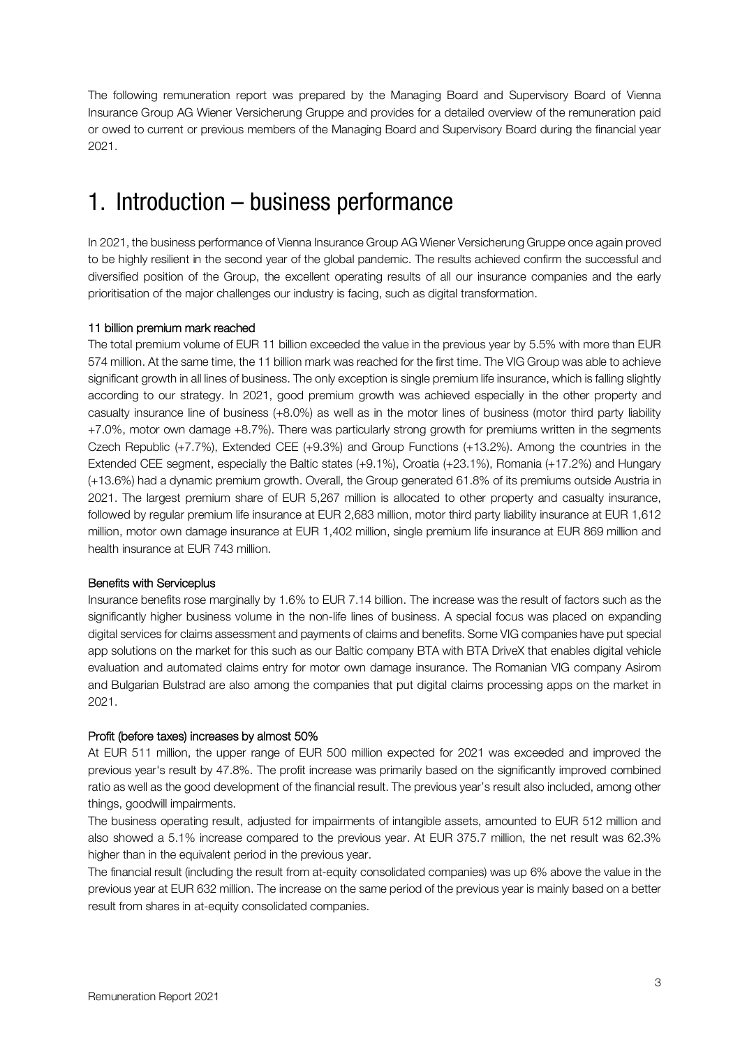The following remuneration report was prepared by the Managing Board and Supervisory Board of Vienna Insurance Group AG Wiener Versicherung Gruppe and provides for a detailed overview of the remuneration paid or owed to current or previous members of the Managing Board and Supervisory Board during the financial year 2021.

# 1. Introduction – business performance

In 2021, the business performance of Vienna Insurance Group AG Wiener Versicherung Gruppe once again proved to be highly resilient in the second year of the global pandemic. The results achieved confirm the successful and diversified position of the Group, the excellent operating results of all our insurance companies and the early prioritisation of the major challenges our industry is facing, such as digital transformation.

### 11 billion premium mark reached

The total premium volume of EUR 11 billion exceeded the value in the previous year by 5.5% with more than EUR 574 million. At the same time, the 11 billion mark was reached for the first time. The VIG Group was able to achieve significant growth in all lines of business. The only exception is single premium life insurance, which is falling slightly according to our strategy. In 2021, good premium growth was achieved especially in the other property and casualty insurance line of business (+8.0%) as well as in the motor lines of business (motor third party liability +7.0%, motor own damage +8.7%). There was particularly strong growth for premiums written in the segments Czech Republic (+7.7%), Extended CEE (+9.3%) and Group Functions (+13.2%). Among the countries in the Extended CEE segment, especially the Baltic states (+9.1%), Croatia (+23.1%), Romania (+17.2%) and Hungary (+13.6%) had a dynamic premium growth. Overall, the Group generated 61.8% of its premiums outside Austria in 2021. The largest premium share of EUR 5,267 million is allocated to other property and casualty insurance, followed by regular premium life insurance at EUR 2,683 million, motor third party liability insurance at EUR 1,612 million, motor own damage insurance at EUR 1,402 million, single premium life insurance at EUR 869 million and health insurance at EUR 743 million.

### Benefits with Serviceplus

Insurance benefits rose marginally by 1.6% to EUR 7.14 billion. The increase was the result of factors such as the significantly higher business volume in the non-life lines of business. A special focus was placed on expanding digital services for claims assessment and payments of claims and benefits. Some VIG companies have put special app solutions on the market for this such as our Baltic company BTA with BTA DriveX that enables digital vehicle evaluation and automated claims entry for motor own damage insurance. The Romanian VIG company Asirom and Bulgarian Bulstrad are also among the companies that put digital claims processing apps on the market in 2021.

### Profit (before taxes) increases by almost 50%

At EUR 511 million, the upper range of EUR 500 million expected for 2021 was exceeded and improved the previous year's result by 47.8%. The profit increase was primarily based on the significantly improved combined ratio as well as the good development of the financial result. The previous year's result also included, among other things, goodwill impairments.

The business operating result, adjusted for impairments of intangible assets, amounted to EUR 512 million and also showed a 5.1% increase compared to the previous year. At EUR 375.7 million, the net result was 62.3% higher than in the equivalent period in the previous year.

The financial result (including the result from at-equity consolidated companies) was up 6% above the value in the previous year at EUR 632 million. The increase on the same period of the previous year is mainly based on a better result from shares in at-equity consolidated companies.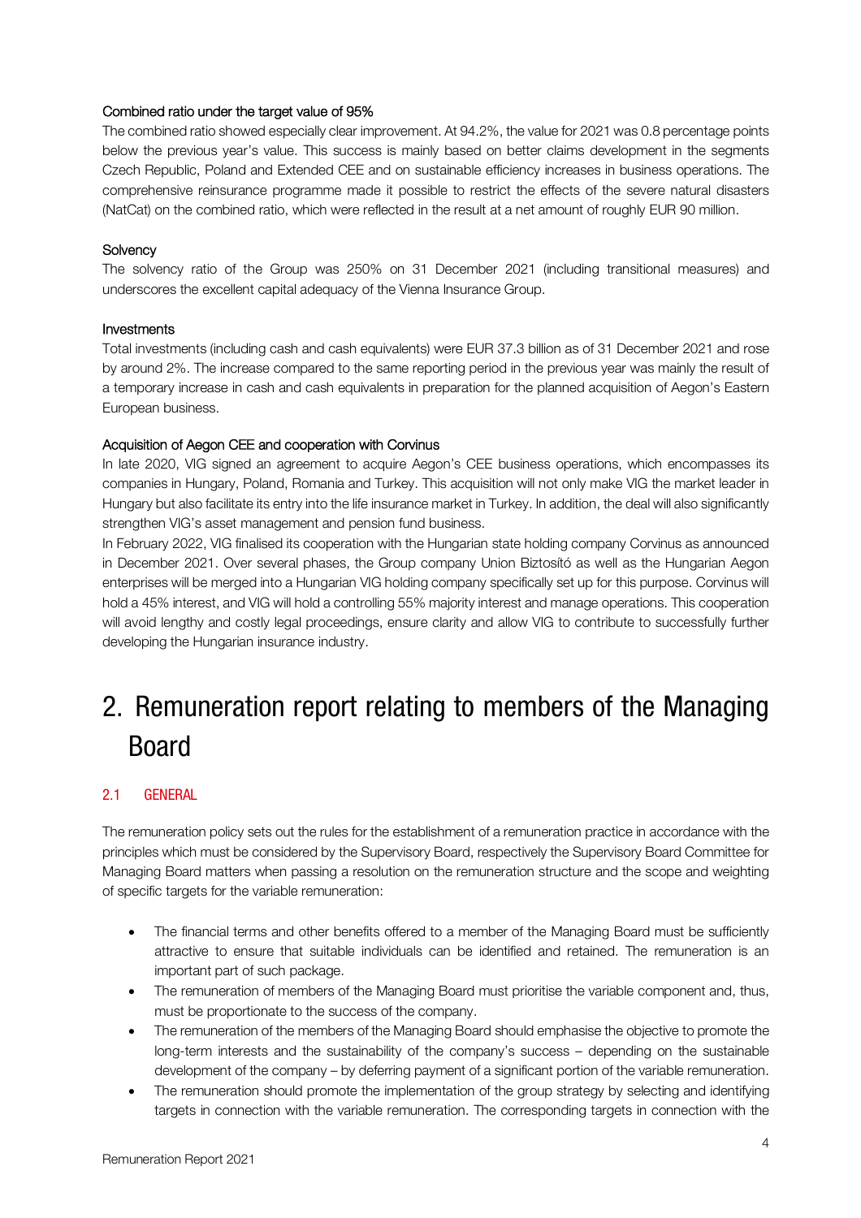#### Combined ratio under the target value of 95%

The combined ratio showed especially clear improvement. At 94.2%, the value for 2021 was 0.8 percentage points below the previous year's value. This success is mainly based on better claims development in the segments Czech Republic, Poland and Extended CEE and on sustainable efficiency increases in business operations. The comprehensive reinsurance programme made it possible to restrict the effects of the severe natural disasters (NatCat) on the combined ratio, which were reflected in the result at a net amount of roughly EUR 90 million.

#### Solvency

The solvency ratio of the Group was 250% on 31 December 2021 (including transitional measures) and underscores the excellent capital adequacy of the Vienna Insurance Group.

#### Investments

Total investments (including cash and cash equivalents) were EUR 37.3 billion as of 31 December 2021 and rose by around 2%. The increase compared to the same reporting period in the previous year was mainly the result of a temporary increase in cash and cash equivalents in preparation for the planned acquisition of Aegon's Eastern European business.

#### Acquisition of Aegon CEE and cooperation with Corvinus

In late 2020, VIG signed an agreement to acquire Aegon's CEE business operations, which encompasses its companies in Hungary, Poland, Romania and Turkey. This acquisition will not only make VIG the market leader in Hungary but also facilitate its entry into the life insurance market in Turkey. In addition, the deal will also significantly strengthen VIG's asset management and pension fund business.

In February 2022, VIG finalised its cooperation with the Hungarian state holding company Corvinus as announced in December 2021. Over several phases, the Group company Union Biztosító as well as the Hungarian Aegon enterprises will be merged into a Hungarian VIG holding company specifically set up for this purpose. Corvinus will hold a 45% interest, and VIG will hold a controlling 55% majority interest and manage operations. This cooperation will avoid lengthy and costly legal proceedings, ensure clarity and allow VIG to contribute to successfully further developing the Hungarian insurance industry.

# 2. Remuneration report relating to members of the Managing Board

## 2.1 GENERAL

The remuneration policy sets out the rules for the establishment of a remuneration practice in accordance with the principles which must be considered by the Supervisory Board, respectively the Supervisory Board Committee for Managing Board matters when passing a resolution on the remuneration structure and the scope and weighting of specific targets for the variable remuneration:

- The financial terms and other benefits offered to a member of the Managing Board must be sufficiently attractive to ensure that suitable individuals can be identified and retained. The remuneration is an important part of such package.
- The remuneration of members of the Managing Board must prioritise the variable component and, thus, must be proportionate to the success of the company.
- The remuneration of the members of the Managing Board should emphasise the objective to promote the long-term interests and the sustainability of the company's success – depending on the sustainable development of the company – by deferring payment of a significant portion of the variable remuneration.
- The remuneration should promote the implementation of the group strategy by selecting and identifying targets in connection with the variable remuneration. The corresponding targets in connection with the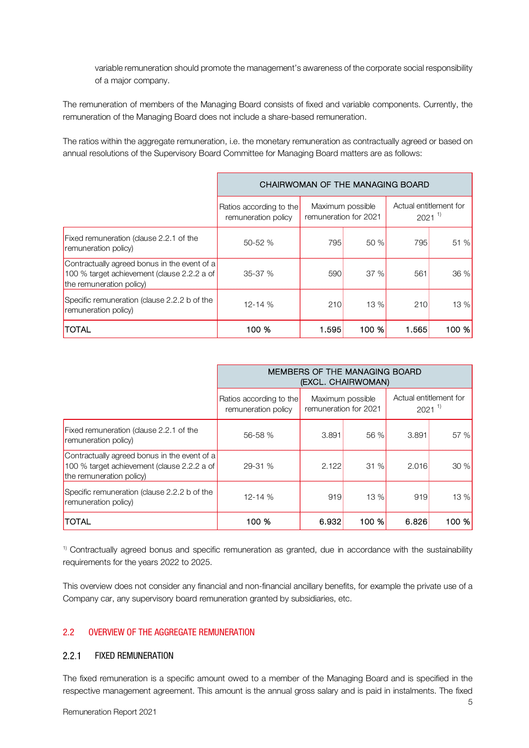variable remuneration should promote the management's awareness of the corporate social responsibility of a major company.

The remuneration of members of the Managing Board consists of fixed and variable components. Currently, the remuneration of the Managing Board does not include a share-based remuneration.

The ratios within the aggregate remuneration, i.e. the monetary remuneration as contractually agreed or based on annual resolutions of the Supervisory Board Committee for Managing Board matters are as follows:

| | CHAIRWOMAN OF THE MANAGING BOARD | | | | |
|---|---|---|---|---|---|
| | Ratios according to the remuneration policy | Maximum possible remuneration for 2021 | | Actual entitlement for 2021 [1] | |
| Fixed remuneration (clause 2.2.1 of the remuneration policy) | 50-52 % | 795 | 50 % | 795 | 51 % |
| Contractually agreed bonus in the event of a 100 % target achievement (clause 2.2.2 a of the remuneration policy) | 35-37 % | 590 | 37 % | 561 | 36 % |
| Specific remuneration (clause 2.2.2 b of the remuneration policy) | 12-14 % | 210 | 13 % | 210 | 13 % |
| TOTAL | 100 % | 1.595 | 100 % | 1.565 | 100 % |

| | MEMBERS OF THE MANAGING BOARD (EXCL. CHAIRWOMAN) | | | | |
|---|---|---|---|---|---|
| | Ratios according to the remuneration policy | Maximum possible remuneration for 2021 | | Actual entitlement for 2021 [1] | |
| Fixed remuneration (clause 2.2.1 of the remuneration policy) | 56-58 % | 3.891 | 56 % | 3.891 | 57 % |
| Contractually agreed bonus in the event of a 100 % target achievement (clause 2.2.2 a of the remuneration policy) | 29-31 % | 2.122 | 31 % | 2.016 | 30 % |
| Specific remuneration (clause 2.2.2 b of the remuneration policy) | 12-14 % | 919 | 13 % | 919 | 13 % |
| TOTAL | 100 % | 6.932 | 100 % | 6.826 | 100 % |

[1] Contractually agreed bonus and specific remuneration as granted, due in accordance with the sustainability requirements for the years 2022 to 2025.

This overview does not consider any financial and non-financial ancillary benefits, for example the private use of a Company car, any supervisory board remuneration granted by subsidiaries, etc.

## 2.2 OVERVIEW OF THE AGGREGATE REMUNERATION

### 2.2.1 FIXED REMUNERATION

The fixed remuneration is a specific amount owed to a member of the Managing Board and is specified in the respective management agreement. This amount is the annual gross salary and is paid in instalments. The fixed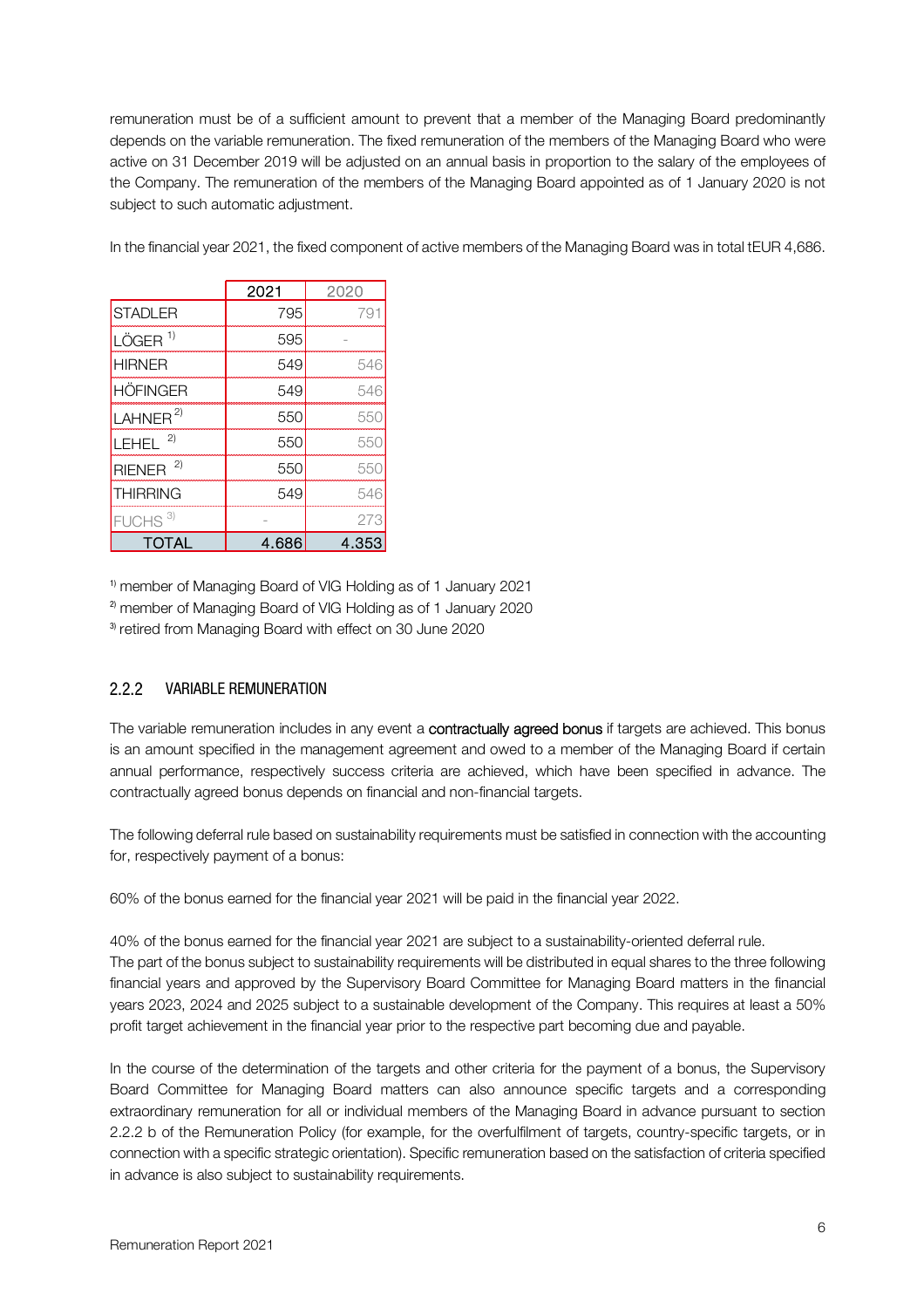remuneration must be of a sufficient amount to prevent that a member of the Managing Board predominantly depends on the variable remuneration. The fixed remuneration of the members of the Managing Board who were active on 31 December 2019 will be adjusted on an annual basis in proportion to the salary of the employees of the Company. The remuneration of the members of the Managing Board appointed as of 1 January 2020 is not subject to such automatic adjustment.

In the financial year 2021, the fixed component of active members of the Managing Board was in total tEUR 4,686.

| | 2021 | 2020 |
|---|---|---|
| STADLER | 795 | 791 |
| LÖGER [1] | 595 | - |
| HIRNER | 549 | 546 |
| HÖFINGER | 549 | 546 |
| LAHNER [2] | 550 | 550 |
| LEHEL [2] | 550 | 550 |
| RIENER [2] | 550 | 550 |
| THIRRING | 549 | 546 |
| FUCHS [3] | - | 273 |
| TOTAL | 4.686 | 4.353 |

[1] member of Managing Board of VIG Holding as of 1 January 2021

[2] member of Managing Board of VIG Holding as of 1 January 2020

[3] retired from Managing Board with effect on 30 June 2020

### 2.2.2 VARIABLE REMUNERATION

The variable remuneration includes in any event a **contractually agreed bonus** if targets are achieved. This bonus is an amount specified in the management agreement and owed to a member of the Managing Board if certain annual performance, respectively success criteria are achieved, which have been specified in advance. The contractually agreed bonus depends on financial and non-financial targets.

The following deferral rule based on sustainability requirements must be satisfied in connection with the accounting for, respectively payment of a bonus:

60% of the bonus earned for the financial year 2021 will be paid in the financial year 2022.

40% of the bonus earned for the financial year 2021 are subject to a sustainability-oriented deferral rule.
The part of the bonus subject to sustainability requirements will be distributed in equal shares to the three following financial years and approved by the Supervisory Board Committee for Managing Board matters in the financial years 2023, 2024 and 2025 subject to a sustainable development of the Company. This requires at least a 50% profit target achievement in the financial year prior to the respective part becoming due and payable.

In the course of the determination of the targets and other criteria for the payment of a bonus, the Supervisory Board Committee for Managing Board matters can also announce specific targets and a corresponding extraordinary remuneration for all or individual members of the Managing Board in advance pursuant to section 2.2.2 b of the Remuneration Policy (for example, for the overfulfilment of targets, country-specific targets, or in connection with a specific strategic orientation). Specific remuneration based on the satisfaction of criteria specified in advance is also subject to sustainability requirements.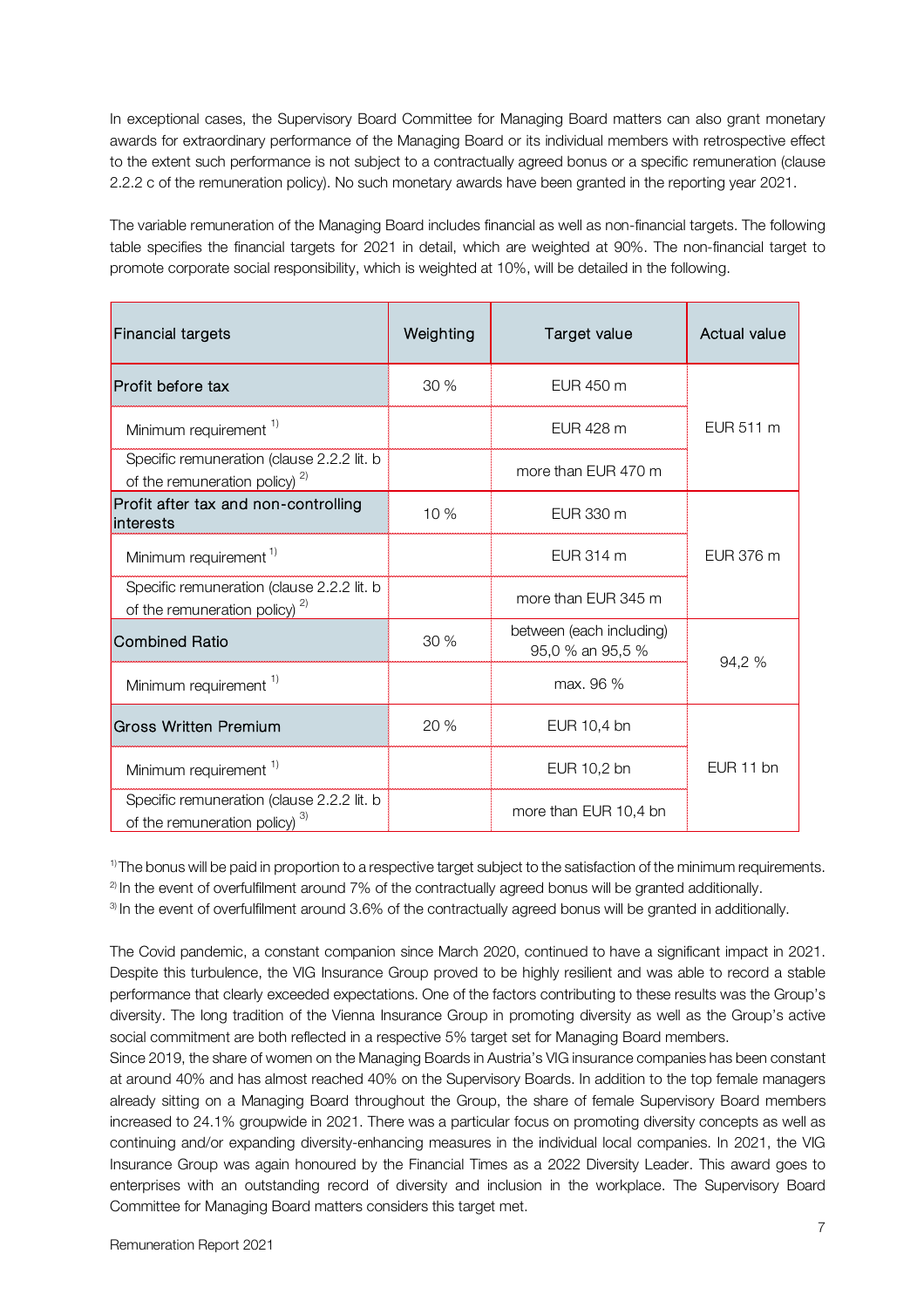In exceptional cases, the Supervisory Board Committee for Managing Board matters can also grant monetary awards for extraordinary performance of the Managing Board or its individual members with retrospective effect to the extent such performance is not subject to a contractually agreed bonus or a specific remuneration (clause 2.2.2 c of the remuneration policy). No such monetary awards have been granted in the reporting year 2021.

The variable remuneration of the Managing Board includes financial as well as non-financial targets. The following table specifies the financial targets for 2021 in detail, which are weighted at 90%. The non-financial target to promote corporate social responsibility, which is weighted at 10%, will be detailed in the following.

| Financial targets | Weighting | Target value | Actual value |
|---|---|---|---|
| Profit before tax | 30 % | EUR 450 m | EUR 511 m |
| Minimum requirement [1] | | EUR 428 m | |
| Specific remuneration (clause 2.2.2 lit. b of the remuneration policy) [2] | | more than EUR 470 m | |
| Profit after tax and non-controlling interests | 10 % | EUR 330 m | EUR 376 m |
| Minimum requirement [1] | | EUR 314 m | |
| Specific remuneration (clause 2.2.2 lit. b of the remuneration policy) [2] | | more than EUR 345 m | |
| Combined Ratio | 30 % | between (each including) 95,0 % an 95,5 % | 94,2 % |
| Minimum requirement [1] | | max. 96 % | |
| Gross Written Premium | 20 % | EUR 10,4 bn | EUR 11 bn |
| Minimum requirement [1] | | EUR 10,2 bn | |
| Specific remuneration (clause 2.2.2 lit. b of the remuneration policy) [3] | | more than EUR 10,4 bn | |

[1] The bonus will be paid in proportion to a respective target subject to the satisfaction of the minimum requirements.
[2] In the event of overfulfilment around 7% of the contractually agreed bonus will be granted additionally.
[3] In the event of overfulfilment around 3.6% of the contractually agreed bonus will be granted in additionally.

The Covid pandemic, a constant companion since March 2020, continued to have a significant impact in 2021. Despite this turbulence, the VIG Insurance Group proved to be highly resilient and was able to record a stable performance that clearly exceeded expectations. One of the factors contributing to these results was the Group's diversity. The long tradition of the Vienna Insurance Group in promoting diversity as well as the Group's active social commitment are both reflected in a respective 5% target set for Managing Board members.
Since 2019, the share of women on the Managing Boards in Austria's VIG insurance companies has been constant at around 40% and has almost reached 40% on the Supervisory Boards. In addition to the top female managers already sitting on a Managing Board throughout the Group, the share of female Supervisory Board members increased to 24.1% groupwide in 2021. There was a particular focus on promoting diversity concepts as well as continuing and/or expanding diversity-enhancing measures in the individual local companies. In 2021, the VIG Insurance Group was again honoured by the Financial Times as a 2022 Diversity Leader. This award goes to enterprises with an outstanding record of diversity and inclusion in the workplace. The Supervisory Board Committee for Managing Board matters considers this target met.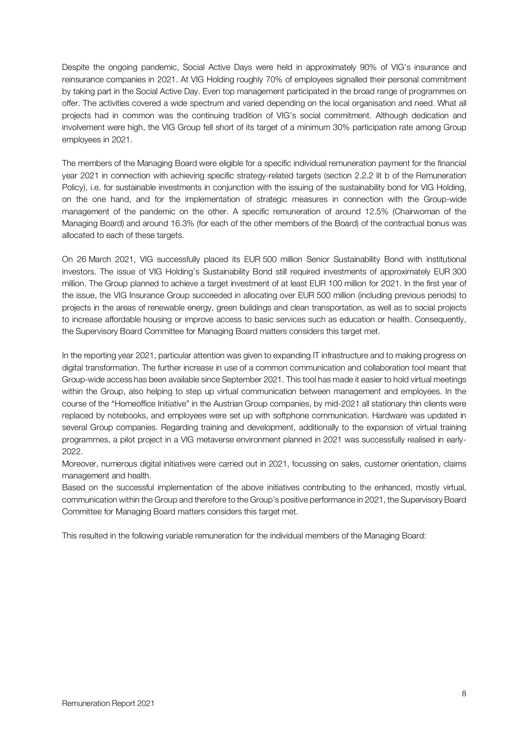Despite the ongoing pandemic, Social Active Days were held in approximately 90% of VIG's insurance and reinsurance companies in 2021. At VIG Holding roughly 70% of employees signalled their personal commitment by taking part in the Social Active Day. Even top management participated in the broad range of programmes on offer. The activities covered a wide spectrum and varied depending on the local organisation and need. What all projects had in common was the continuing tradition of VIG's social commitment. Although dedication and involvement were high, the VIG Group fell short of its target of a minimum 30% participation rate among Group employees in 2021.

The members of the Managing Board were eligible for a specific individual remuneration payment for the financial year 2021 in connection with achieving specific strategy-related targets (section 2.2.2 lit b of the Remuneration Policy), i.e. for sustainable investments in conjunction with the issuing of the sustainability bond for VIG Holding, on the one hand, and for the implementation of strategic measures in connection with the Group-wide management of the pandemic on the other. A specific remuneration of around 12.5% (Chairwoman of the Managing Board) and around 16.3% (for each of the other members of the Board) of the contractual bonus was allocated to each of these targets.

On 26 March 2021, VIG successfully placed its EUR 500 million Senior Sustainability Bond with institutional investors. The issue of VIG Holding's Sustainability Bond still required investments of approximately EUR 300 million. The Group planned to achieve a target investment of at least EUR 100 million for 2021. In the first year of the issue, the VIG Insurance Group succeeded in allocating over EUR 500 million (including previous periods) to projects in the areas of renewable energy, green buildings and clean transportation, as well as to social projects to increase affordable housing or improve access to basic services such as education or health. Consequently, the Supervisory Board Committee for Managing Board matters considers this target met.

In the reporting year 2021, particular attention was given to expanding IT infrastructure and to making progress on digital transformation. The further increase in use of a common communication and collaboration tool meant that Group-wide access has been available since September 2021. This tool has made it easier to hold virtual meetings within the Group, also helping to step up virtual communication between management and employees. In the course of the "Homeoffice Initiative" in the Austrian Group companies, by mid-2021 all stationary thin clients were replaced by notebooks, and employees were set up with softphone communication. Hardware was updated in several Group companies. Regarding training and development, additionally to the expansion of virtual training programmes, a pilot project in a VIG metaverse environment planned in 2021 was successfully realised in early-2022.

Moreover, numerous digital initiatives were carried out in 2021, focussing on sales, customer orientation, claims management and health.

Based on the successful implementation of the above initiatives contributing to the enhanced, mostly virtual, communication within the Group and therefore to the Group's positive performance in 2021, the Supervisory Board Committee for Managing Board matters considers this target met.

This resulted in the following variable remuneration for the individual members of the Managing Board: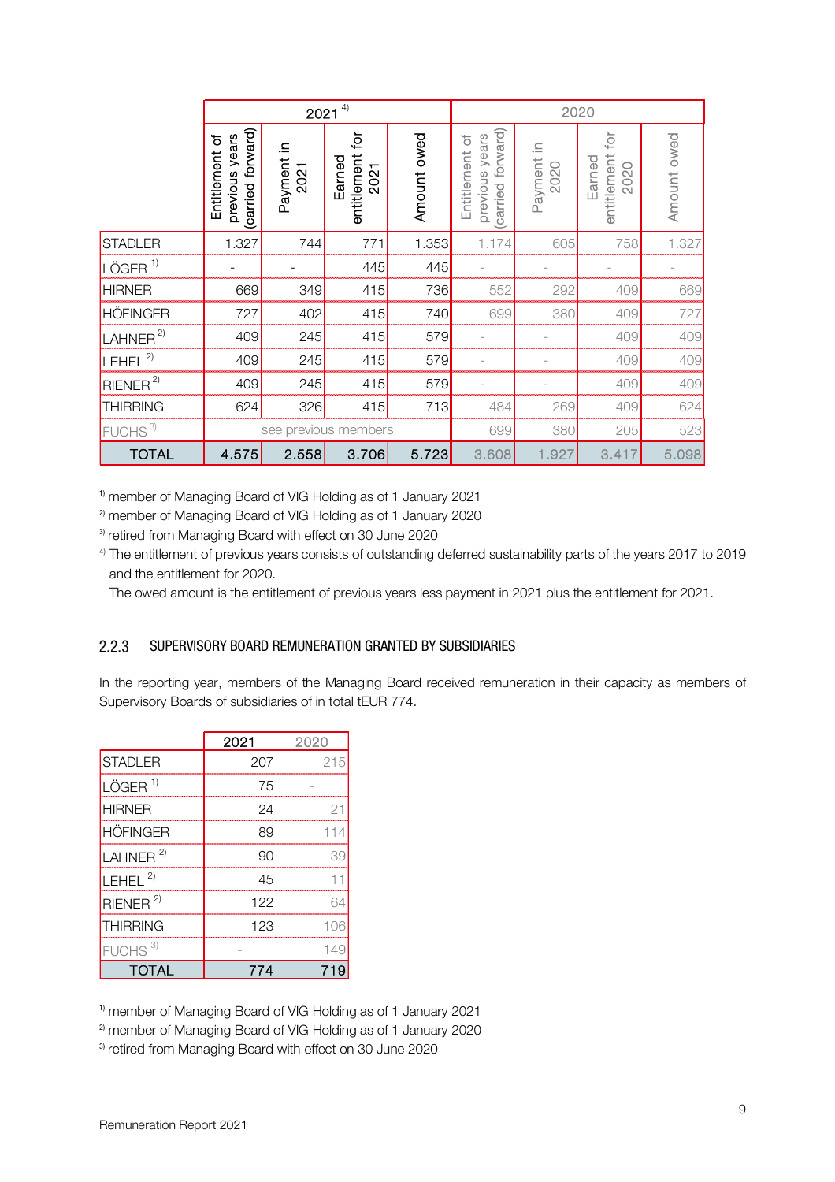| | 2021 [4] | | | | 2020 | | | |
|---|---|---|---|---|---|---|---|---|
| | Entitlement of previous years (carried forward) | Payment in 2021 | Earned entitlement for 2021 | Amount owed | Entitlement of previous years (carried forward) | Payment in 2020 | Earned entitlement for 2020 | Amount owed |
| STADLER | 1.327 | 744 | 771 | 1.353 | 1.174 | 605 | 758 | 1.327 |
| LÖGER [1] | - | - | 445 | 445 | - | - | - | - |
| HIRNER | 669 | 349 | 415 | 736 | 552 | 292 | 409 | 669 |
| HÖFINGER | 727 | 402 | 415 | 740 | 699 | 380 | 409 | 727 |
| LAHNER [2] | 409 | 245 | 415 | 579 | - | - | 409 | 409 |
| LEHEL [2] | 409 | 245 | 415 | 579 | - | - | 409 | 409 |
| RIENER [2] | 409 | 245 | 415 | 579 | - | - | 409 | 409 |
| THIRRING | 624 | 326 | 415 | 713 | 484 | 269 | 409 | 624 |
| FUCHS [3] | see previous members | | | | 699 | 380 | 205 | 523 |
| TOTAL | 4.575 | 2.558 | 3.706 | 5.723 | 3.608 | 1.927 | 3.417 | 5.098 |

[1] member of Managing Board of VIG Holding as of 1 January 2021

[2] member of Managing Board of VIG Holding as of 1 January 2020

[3] retired from Managing Board with effect on 30 June 2020

[4] The entitlement of previous years consists of outstanding deferred sustainability parts of the years 2017 to 2019 and the entitlement for 2020.
The owed amount is the entitlement of previous years less payment in 2021 plus the entitlement for 2021.

### 2.2.3 SUPERVISORY BOARD REMUNERATION GRANTED BY SUBSIDIARIES

In the reporting year, members of the Managing Board received remuneration in their capacity as members of Supervisory Boards of subsidiaries of in total tEUR 774.

| | 2021 | 2020 |
|---|---|---|
| STADLER | 207 | 215 |
| LÖGER [1] | 75 | - |
| HIRNER | 24 | 21 |
| HÖFINGER | 89 | 114 |
| LAHNER [2] | 90 | 39 |
| LEHEL [2] | 45 | 11 |
| RIENER [2] | 122 | 64 |
| THIRRING | 123 | 106 |
| FUCHS [3] | - | 149 |
| TOTAL | 774 | 719 |

[1] member of Managing Board of VIG Holding as of 1 January 2021

[2] member of Managing Board of VIG Holding as of 1 January 2020

[3] retired from Managing Board with effect on 30 June 2020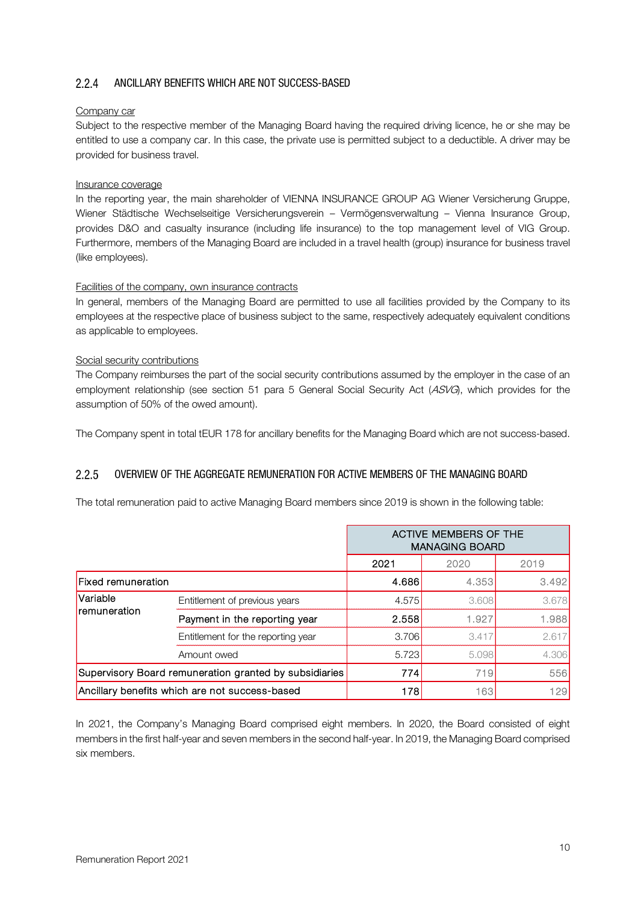### 2.2.4 ANCILLARY BENEFITS WHICH ARE NOT SUCCESS-BASED

Company car

Subject to the respective member of the Managing Board having the required driving licence, he or she may be entitled to use a company car. In this case, the private use is permitted subject to a deductible. A driver may be provided for business travel.

Insurance coverage

In the reporting year, the main shareholder of VIENNA INSURANCE GROUP AG Wiener Versicherung Gruppe, Wiener Städtische Wechselseitige Versicherungsverein – Vermögensverwaltung – Vienna Insurance Group, provides D&O and casualty insurance (including life insurance) to the top management level of VIG Group. Furthermore, members of the Managing Board are included in a travel health (group) insurance for business travel (like employees).

Facilities of the company, own insurance contracts

In general, members of the Managing Board are permitted to use all facilities provided by the Company to its employees at the respective place of business subject to the same, respectively adequately equivalent conditions as applicable to employees.

Social security contributions

The Company reimburses the part of the social security contributions assumed by the employer in the case of an employment relationship (see section 51 para 5 General Social Security Act (*ASVG*), which provides for the assumption of 50% of the owed amount).

The Company spent in total tEUR 178 for ancillary benefits for the Managing Board which are not success-based.

### 2.2.5 OVERVIEW OF THE AGGREGATE REMUNERATION FOR ACTIVE MEMBERS OF THE MANAGING BOARD

The total remuneration paid to active Managing Board members since 2019 is shown in the following table:

| | | ACTIVE MEMBERS OF THE MANAGING BOARD | | |
|---|---|---|---|---|
| | | 2021 | 2020 | 2019 |
| Fixed remuneration | | 4.686 | 4.353 | 3.492 |
| Variable remuneration | Entitlement of previous years | 4.575 | 3.608 | 3.678 |
| | Payment in the reporting year | 2.558 | 1.927 | 1.988 |
| | Entitlement for the reporting year | 3.706 | 3.417 | 2.617 |
| | Amount owed | 5.723 | 5.098 | 4.306 |
| Supervisory Board remuneration granted by subsidiaries | | 774 | 719 | 556 |
| Ancillary benefits which are not success-based | | 178 | 163 | 129 |

In 2021, the Company's Managing Board comprised eight members. In 2020, the Board consisted of eight members in the first half-year and seven members in the second half-year. In 2019, the Managing Board comprised six members.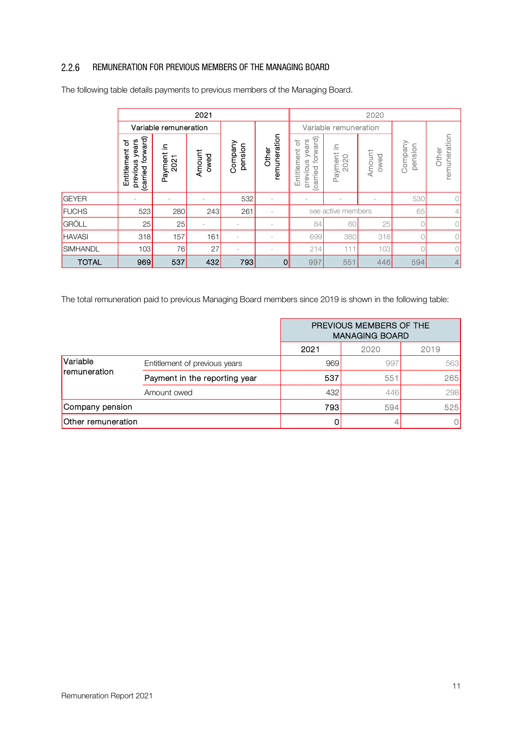## 2.2.6 REMUNERATION FOR PREVIOUS MEMBERS OF THE MANAGING BOARD

The following table details payments to previous members of the Managing Board.

| | 2021 | | | | | 2020 | | | | |
|---|---|---|---|---|---|---|---|---|---|---|
| | Variable remuneration | | | | | Variable remuneration | | | | |
| | Entitlement of previous years (carried forward) | Payment in 2021 | Amount owed | Company pension | Other remuneration | Entitlement of previous years (carried forward) | Payment in 2020 | Amount owed | Company pension | Other remuneration |
| GEYER | - | - | - | 532 | - | - | - | - | 530 | 0 |
| FUCHS | 523 | 280 | 243 | 261 | - | see active members | | | 65 | 4 |
| GRÖLL | 25 | 25 | - | - | - | 84 | 60 | 25 | 0 | 0 |
| HAVASI | 318 | 157 | 161 | - | - | 699 | 380 | 318 | 0 | 0 |
| SIMHANDL | 103 | 76 | 27 | - | - | 214 | 111 | 103 | 0 | 0 |
| TOTAL | 969 | 537 | 432 | 793 | 0 | 997 | 551 | 446 | 594 | 4 |

The total remuneration paid to previous Managing Board members since 2019 is shown in the following table:

| | | PREVIOUS MEMBERS OF THE MANAGING BOARD | | |
|---|---|---|---|---|
| | | 2021 | 2020 | 2019 |
| Variable remuneration | Entitlement of previous years | 969 | 997 | 563 |
| | Payment in the reporting year | 537 | 551 | 265 |
| | Amount owed | 432 | 446 | 298 |
| Company pension | | 793 | 594 | 525 |
| Other remuneration | | 0 | 4 | 0 |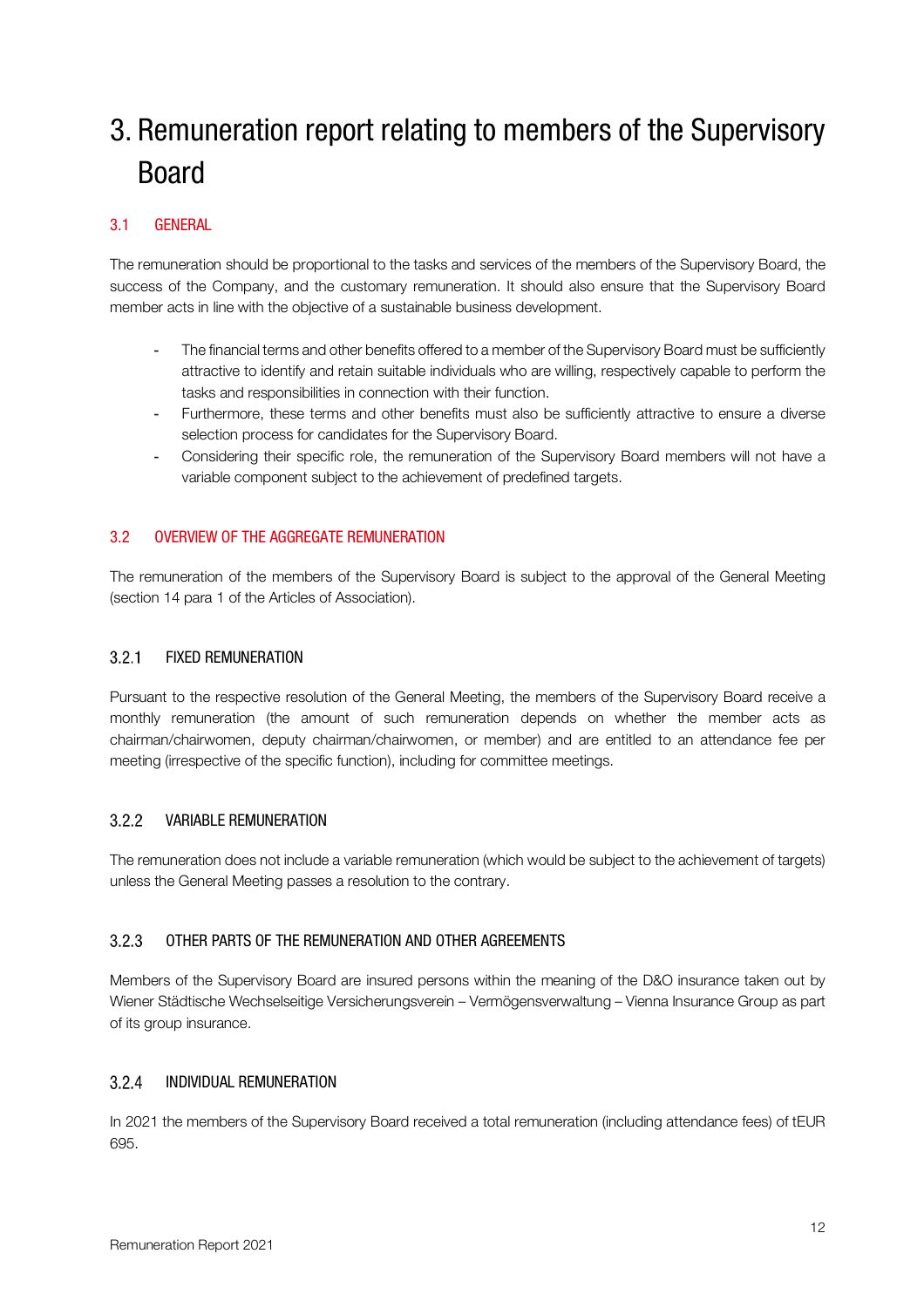# 3. Remuneration report relating to members of the Supervisory Board

## 3.1 GENERAL

The remuneration should be proportional to the tasks and services of the members of the Supervisory Board, the success of the Company, and the customary remuneration. It should also ensure that the Supervisory Board member acts in line with the objective of a sustainable business development.

- The financial terms and other benefits offered to a member of the Supervisory Board must be sufficiently attractive to identify and retain suitable individuals who are willing, respectively capable to perform the tasks and responsibilities in connection with their function.
- Furthermore, these terms and other benefits must also be sufficiently attractive to ensure a diverse selection process for candidates for the Supervisory Board.
- Considering their specific role, the remuneration of the Supervisory Board members will not have a variable component subject to the achievement of predefined targets.

## 3.2 OVERVIEW OF THE AGGREGATE REMUNERATION

The remuneration of the members of the Supervisory Board is subject to the approval of the General Meeting (section 14 para 1 of the Articles of Association).

### 3.2.1 FIXED REMUNERATION

Pursuant to the respective resolution of the General Meeting, the members of the Supervisory Board receive a monthly remuneration (the amount of such remuneration depends on whether the member acts as chairman/chairwomen, deputy chairman/chairwomen, or member) and are entitled to an attendance fee per meeting (irrespective of the specific function), including for committee meetings.

### 3.2.2 VARIABLE REMUNERATION

The remuneration does not include a variable remuneration (which would be subject to the achievement of targets) unless the General Meeting passes a resolution to the contrary.

### 3.2.3 OTHER PARTS OF THE REMUNERATION AND OTHER AGREEMENTS

Members of the Supervisory Board are insured persons within the meaning of the D&O insurance taken out by Wiener Städtische Wechselseitige Versicherungsverein – Vermögensverwaltung – Vienna Insurance Group as part of its group insurance.

### 3.2.4 INDIVIDUAL REMUNERATION

In 2021 the members of the Supervisory Board received a total remuneration (including attendance fees) of tEUR 695.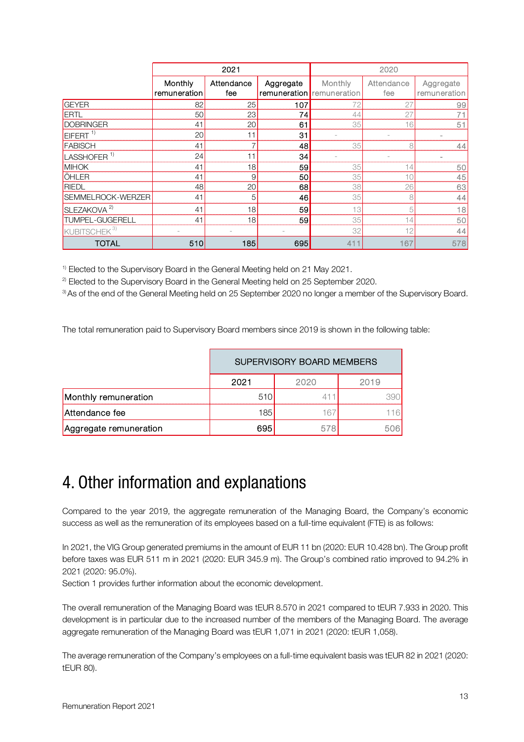| | 2021 | | | 2020 | | |
|---|---|---|---|---|---|---|
| | Monthly remuneration | Attendance fee | Aggregate remuneration | Monthly remuneration | Attendance fee | Aggregate remuneration |
| GEYER | 82 | 25 | 107 | 72 | 27 | 99 |
| ERTL | 50 | 23 | 74 | 44 | 27 | 71 |
| DOBRINGER | 41 | 20 | 61 | 35 | 16 | 51 |
| EIFERT [1)] | 20 | 11 | 31 | - | - | - |
| FABISCH | 41 | 7 | 48 | 35 | 8 | 44 |
| LASSHOFER [1)] | 24 | 11 | 34 | - | - | - |
| MIHOK | 41 | 18 | 59 | 35 | 14 | 50 |
| ÖHLER | 41 | 9 | 50 | 35 | 10 | 45 |
| RIEDL | 48 | 20 | 68 | 38 | 26 | 63 |
| SEMMELROCK-WERZER | 41 | 5 | 46 | 35 | 8 | 44 |
| SLEZAKOVA [2)] | 41 | 18 | 59 | 13 | 5 | 18 |
| TUMPEL-GUGERELL | 41 | 18 | 59 | 35 | 14 | 50 |
| KUBITSCHEK [3)] | - | - | - | 32 | 12 | 44 |
| TOTAL | 510 | 185 | 695 | 411 | 167 | 578 |

[1)] Elected to the Supervisory Board in the General Meeting held on 21 May 2021.

[2)] Elected to the Supervisory Board in the General Meeting held on 25 September 2020.

[3)] As of the end of the General Meeting held on 25 September 2020 no longer a member of the Supervisory Board.

The total remuneration paid to Supervisory Board members since 2019 is shown in the following table:

| | SUPERVISORY BOARD MEMBERS | | |
|---|---|---|---|
| | 2021 | 2020 | 2019 |
| Monthly remuneration | 510 | 411 | 390 |
| Attendance fee | 185 | 167 | 116 |
| Aggregate remuneration | 695 | 578 | 506 |

# 4. Other information and explanations

Compared to the year 2019, the aggregate remuneration of the Managing Board, the Company's economic success as well as the remuneration of its employees based on a full-time equivalent (FTE) is as follows:

In 2021, the VIG Group generated premiums in the amount of EUR 11 bn (2020: EUR 10.428 bn). The Group profit before taxes was EUR 511 m in 2021 (2020: EUR 345.9 m). The Group's combined ratio improved to 94.2% in 2021 (2020: 95.0%).
Section 1 provides further information about the economic development.

The overall remuneration of the Managing Board was tEUR 8.570 in 2021 compared to tEUR 7.933 in 2020. This development is in particular due to the increased number of the members of the Managing Board. The average aggregate remuneration of the Managing Board was tEUR 1,071 in 2021 (2020: tEUR 1,058).

The average remuneration of the Company's employees on a full-time equivalent basis was tEUR 82 in 2021 (2020: tEUR 80).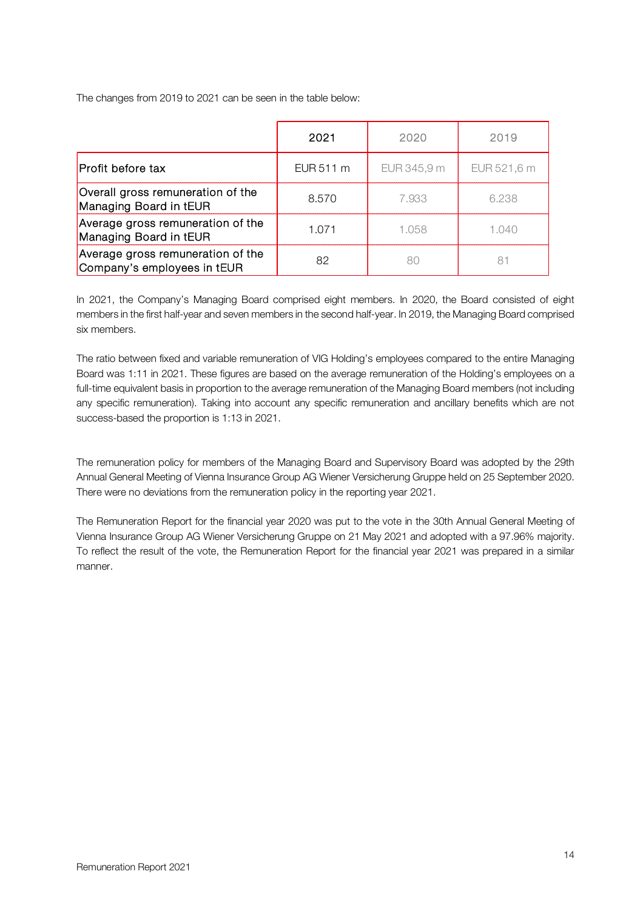The changes from 2019 to 2021 can be seen in the table below:

| | 2021 | 2020 | 2019 |
|---|---|---|---|
| Profit before tax | EUR 511 m | EUR 345,9 m | EUR 521,6 m |
| Overall gross remuneration of the Managing Board in tEUR | 8.570 | 7.933 | 6.238 |
| Average gross remuneration of the Managing Board in tEUR | 1.071 | 1.058 | 1.040 |
| Average gross remuneration of the Company's employees in tEUR | 82 | 80 | 81 |

In 2021, the Company's Managing Board comprised eight members. In 2020, the Board consisted of eight members in the first half-year and seven members in the second half-year. In 2019, the Managing Board comprised six members.

The ratio between fixed and variable remuneration of VIG Holding's employees compared to the entire Managing Board was 1:11 in 2021. These figures are based on the average remuneration of the Holding's employees on a full-time equivalent basis in proportion to the average remuneration of the Managing Board members (not including any specific remuneration). Taking into account any specific remuneration and ancillary benefits which are not success-based the proportion is 1:13 in 2021.

The remuneration policy for members of the Managing Board and Supervisory Board was adopted by the 29th Annual General Meeting of Vienna Insurance Group AG Wiener Versicherung Gruppe held on 25 September 2020. There were no deviations from the remuneration policy in the reporting year 2021.

The Remuneration Report for the financial year 2020 was put to the vote in the 30th Annual General Meeting of Vienna Insurance Group AG Wiener Versicherung Gruppe on 21 May 2021 and adopted with a 97.96% majority. To reflect the result of the vote, the Remuneration Report for the financial year 2021 was prepared in a similar manner.